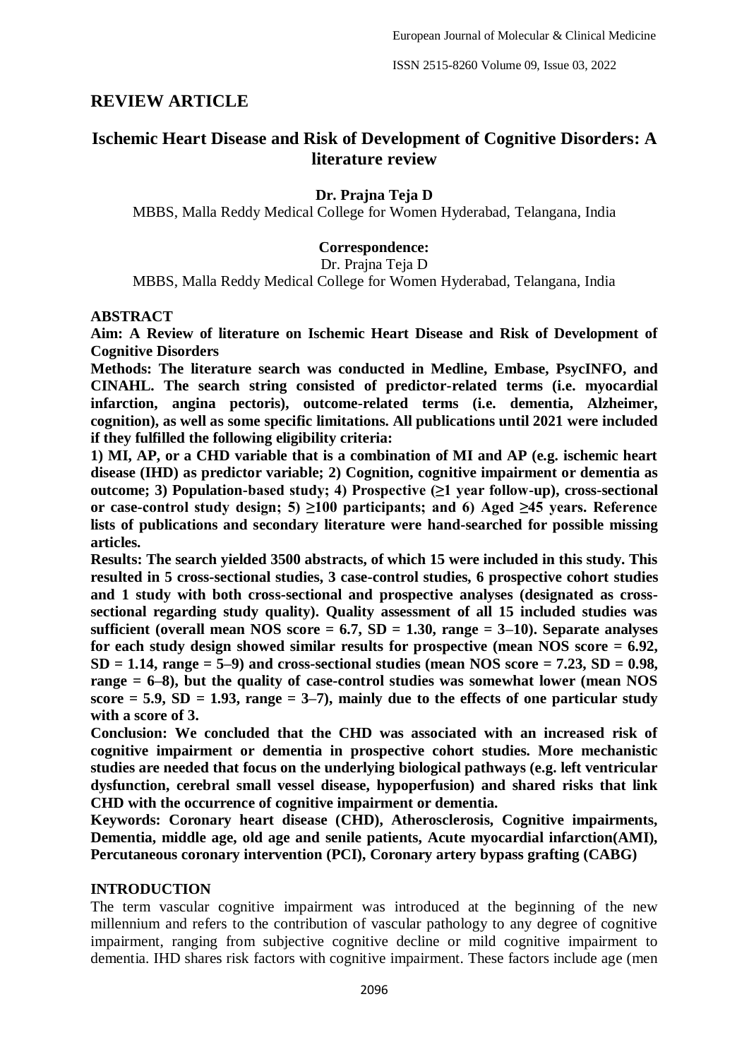## REVIEW ARTICLE

# Ischemic Heart Disease and Risk of Development of Cognitive Disorders: A literature review

**Dr. Prajna Teja D**

MBBS, Malla Reddy Medical College for Women Hyderabad, Telangana, India

**Correspondence:**

Dr. Prajna Teja D

MBBS, Malla Reddy Medical College for Women Hyderabad, Telangana, India

### ABSTRACT

**Aim: A Review of literature on Ischemic Heart Disease and Risk of Development of Cognitive Disorders**

**Methods: The literature search was conducted in Medline, Embase, PsycINFO, and CINAHL. The search string consisted of predictor-related terms (i.e. myocardial infarction, angina pectoris), outcome-related terms (i.e. dementia, Alzheimer, cognition), as well as some specific limitations. All publications until 2021 were included if they fulfilled the following eligibility criteria:**

**1) MI, AP, or a CHD variable that is a combination of MI and AP (e.g. ischemic heart disease (IHD) as predictor variable; 2) Cognition, cognitive impairment or dementia as outcome; 3) Population-based study; 4) Prospective (≥1 year follow-up), cross-sectional or case-control study design; 5) ≥100 participants; and 6) Aged ≥45 years. Reference lists of publications and secondary literature were hand-searched for possible missing articles.**

**Results: The search yielded 3500 abstracts, of which 15 were included in this study. This resulted in 5 cross-sectional studies, 3 case-control studies, 6 prospective cohort studies and 1 study with both cross-sectional and prospective analyses (designated as cross-sectional regarding study quality). Quality assessment of all 15 included studies was sufficient (overall mean NOS score = 6.7, SD = 1.30, range = 3–10). Separate analyses for each study design showed similar results for prospective (mean NOS score = 6.92, SD = 1.14, range = 5–9) and cross-sectional studies (mean NOS score = 7.23, SD = 0.98, range = 6–8), but the quality of case-control studies was somewhat lower (mean NOS score = 5.9, SD = 1.93, range = 3–7), mainly due to the effects of one particular study with a score of 3.**

**Conclusion: We concluded that the CHD was associated with an increased risk of cognitive impairment or dementia in prospective cohort studies. More mechanistic studies are needed that focus on the underlying biological pathways (e.g. left ventricular dysfunction, cerebral small vessel disease, hypoperfusion) and shared risks that link CHD with the occurrence of cognitive impairment or dementia.**

**Keywords: Coronary heart disease (CHD), Atherosclerosis, Cognitive impairments, Dementia, middle age, old age and senile patients, Acute myocardial infarction(AMI), Percutaneous coronary intervention (PCI), Coronary artery bypass grafting (CABG)**

### INTRODUCTION

The term vascular cognitive impairment was introduced at the beginning of the new millennium and refers to the contribution of vascular pathology to any degree of cognitive impairment, ranging from subjective cognitive decline or mild cognitive impairment to dementia. IHD shares risk factors with cognitive impairment. These factors include age (men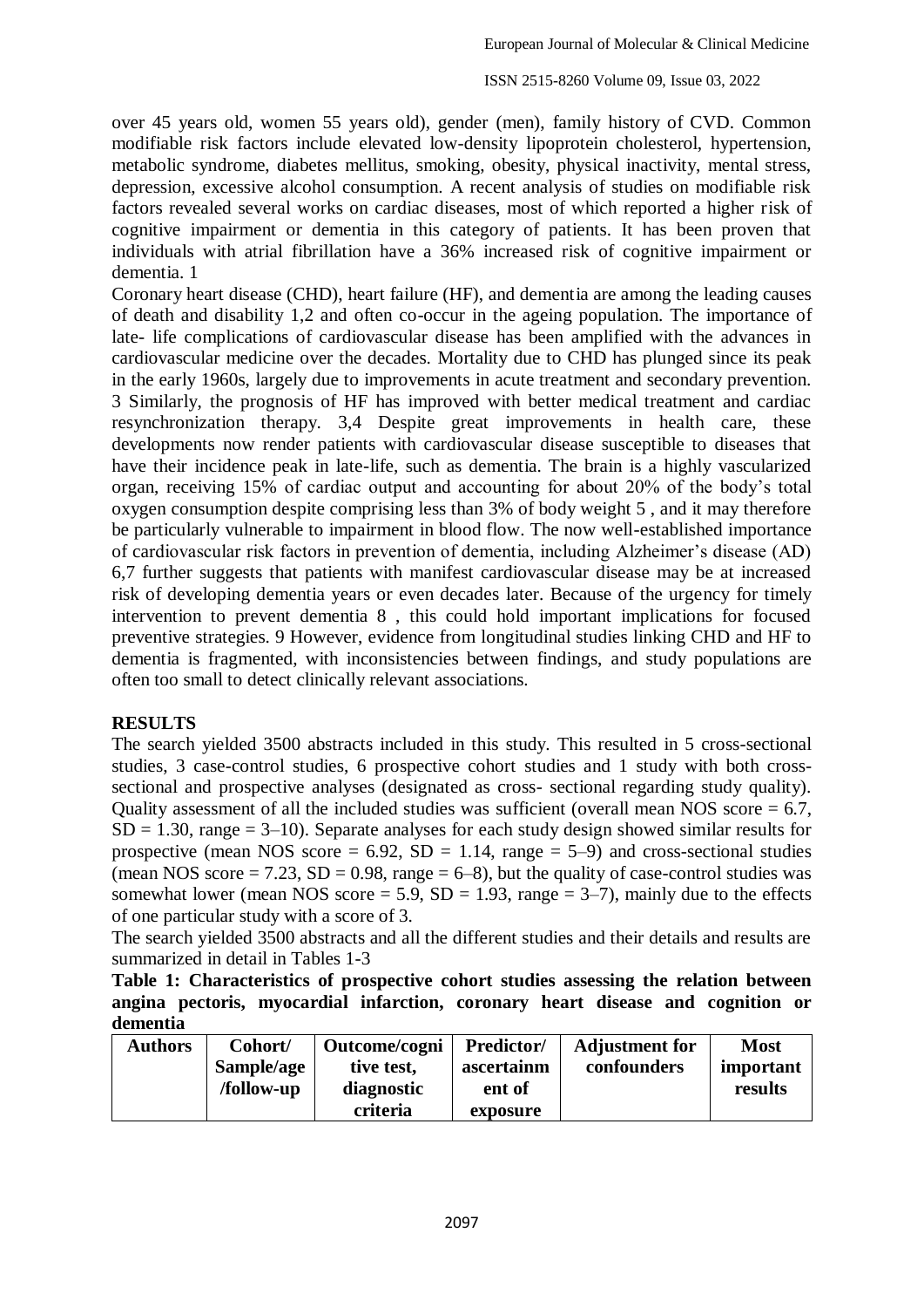over 45 years old, women 55 years old), gender (men), family history of CVD. Common modifiable risk factors include elevated low-density lipoprotein cholesterol, hypertension, metabolic syndrome, diabetes mellitus, smoking, obesity, physical inactivity, mental stress, depression, excessive alcohol consumption. A recent analysis of studies on modifiable risk factors revealed several works on cardiac diseases, most of which reported a higher risk of cognitive impairment or dementia in this category of patients. It has been proven that individuals with atrial fibrillation have a 36% increased risk of cognitive impairment or dementia. 1

Coronary heart disease (CHD), heart failure (HF), and dementia are among the leading causes of death and disability 1,2 and often co-occur in the ageing population. The importance of late- life complications of cardiovascular disease has been amplified with the advances in cardiovascular medicine over the decades. Mortality due to CHD has plunged since its peak in the early 1960s, largely due to improvements in acute treatment and secondary prevention. 3 Similarly, the prognosis of HF has improved with better medical treatment and cardiac resynchronization therapy. 3,4 Despite great improvements in health care, these developments now render patients with cardiovascular disease susceptible to diseases that have their incidence peak in late-life, such as dementia. The brain is a highly vascularized organ, receiving 15% of cardiac output and accounting for about 20% of the body's total oxygen consumption despite comprising less than 3% of body weight 5 , and it may therefore be particularly vulnerable to impairment in blood flow. The now well-established importance of cardiovascular risk factors in prevention of dementia, including Alzheimer's disease (AD) 6,7 further suggests that patients with manifest cardiovascular disease may be at increased risk of developing dementia years or even decades later. Because of the urgency for timely intervention to prevent dementia 8 , this could hold important implications for focused preventive strategies. 9 However, evidence from longitudinal studies linking CHD and HF to dementia is fragmented, with inconsistencies between findings, and study populations are often too small to detect clinically relevant associations.

## RESULTS

The search yielded 3500 abstracts included in this study. This resulted in 5 cross-sectional studies, 3 case-control studies, 6 prospective cohort studies and 1 study with both cross-sectional and prospective analyses (designated as cross- sectional regarding study quality). Quality assessment of all the included studies was sufficient (overall mean NOS score = 6.7, SD = 1.30, range = 3–10). Separate analyses for each study design showed similar results for prospective (mean NOS score = 6.92, SD = 1.14, range = 5–9) and cross-sectional studies (mean NOS score = 7.23, SD = 0.98, range = 6–8), but the quality of case-control studies was somewhat lower (mean NOS score = 5.9, SD = 1.93, range = 3–7), mainly due to the effects of one particular study with a score of 3.

The search yielded 3500 abstracts and all the different studies and their details and results are summarized in detail in Tables 1-3

**Table 1: Characteristics of prospective cohort studies assessing the relation between angina pectoris, myocardial infarction, coronary heart disease and cognition or dementia**

| Authors | Cohort/ Sample/age /follow-up | Outcome/cognitive test, diagnostic criteria | Predictor/ ascertainment of exposure | Adjustment for confounders | Most important results |
|---|---|---|---|---|---|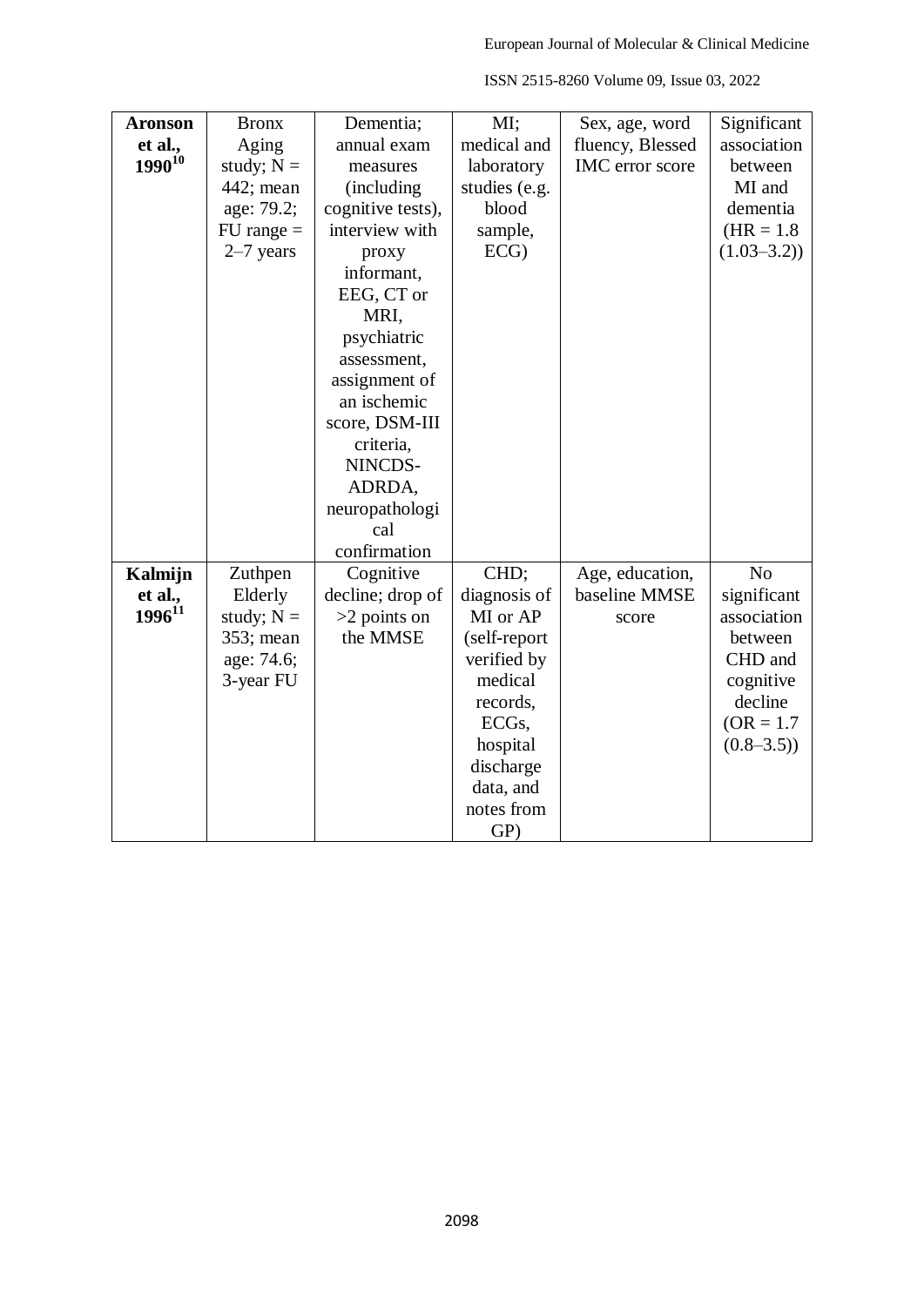| **Aronson et al., 1990**[10] | Bronx Aging study; N = 442; mean age: 79.2; FU range = 2–7 years | Dementia; annual exam measures (including cognitive tests), interview with proxy informant, EEG, CT or MRI, psychiatric assessment, assignment of an ischemic score, DSM-III criteria, NINCDS-ADRDA, neuropathological confirmation | MI; medical and laboratory studies (e.g. blood sample, ECG) | Sex, age, word fluency, Blessed IMC error score | Significant association between MI and dementia (HR = 1.8 (1.03–3.2)) |
|---|---|---|---|---|---|
| **Kalmijn et al., 1996**[11] | Zuthpen Elderly study; N = 353; mean age: 74.6; 3-year FU | Cognitive decline; drop of >2 points on the MMSE | CHD; diagnosis of MI or AP (self-report verified by medical records, ECGs, hospital discharge data, and notes from GP) | Age, education, baseline MMSE score | No significant association between CHD and cognitive decline (OR = 1.7 (0.8–3.5)) |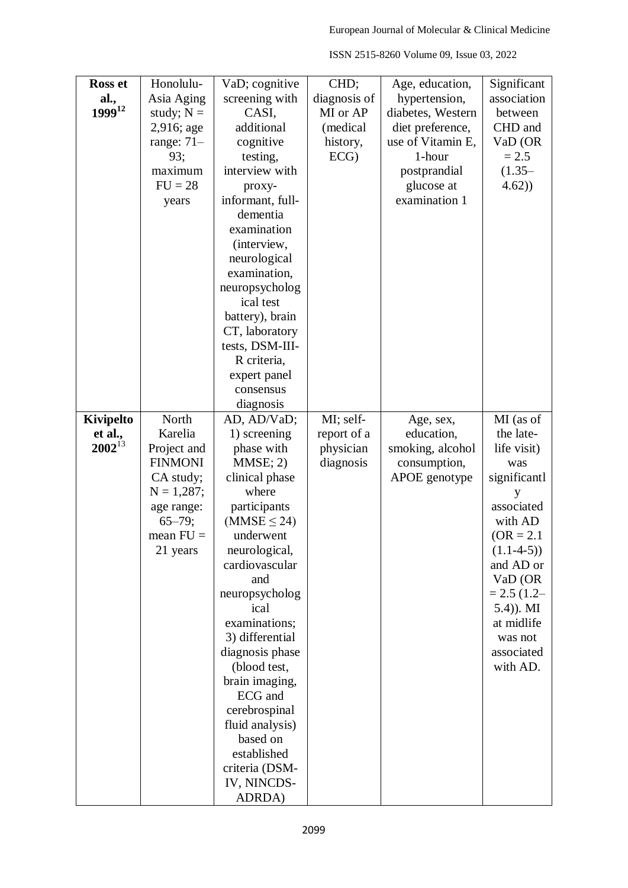| | | | | | |
|---|---|---|---|---|---|
| **Ross et al., 1999**[12] | Honolulu-Asia Aging study; N = 2,916; age range: 71–93; maximum FU = 28 years | VaD; cognitive screening with CASI, additional cognitive testing, interview with proxy-informant, full-dementia examination (interview, neurological examination, neuropsychological test battery), brain CT, laboratory tests, DSM-III-R criteria, expert panel consensus diagnosis | CHD; diagnosis of MI or AP (medical history, ECG) | Age, education, hypertension, diabetes, Western diet preference, use of Vitamin E, 1-hour postprandial glucose at examination 1 | Significant association between CHD and VaD (OR = 2.5 (1.35–4.62)) |
| **Kivipelto et al., 2002**[13] | North Karelia Project and FINMONICA study; N = 1,287; age range: 65–79; mean FU = 21 years | AD, AD/VaD; 1) screening phase with MMSE; 2) clinical phase where participants (MMSE ≤ 24) underwent neurological, cardiovascular and neuropsychological examinations; 3) differential diagnosis phase (blood test, brain imaging, ECG and cerebrospinal fluid analysis) based on established criteria (DSM-IV, NINCDS-ADRDA) | MI; self-report of a physician diagnosis | Age, sex, education, smoking, alcohol consumption, APOE genotype | MI (as of the late-life visit) was significantly associated with AD (OR = 2.1 (1.1-4-5)) and AD or VaD (OR = 2.5 (1.2–5.4)). MI at midlife was not associated with AD. |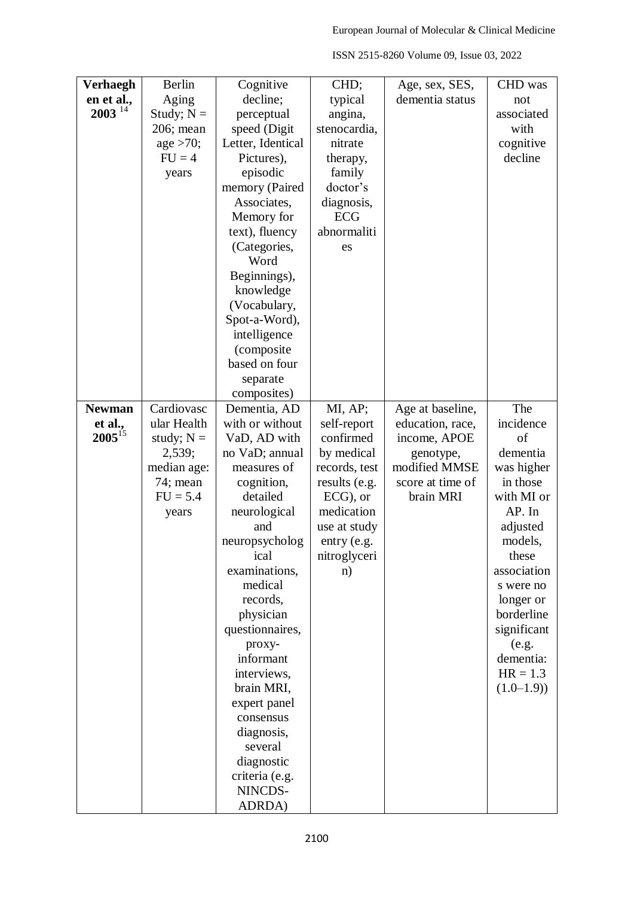| | | | | | |
|---|---|---|---|---|---|
| **Verhaeghen et al., 2003** [14] | Berlin Aging Study; N = 206; mean age >70; FU = 4 years | Cognitive decline; perceptual speed (Digit Letter, Identical Pictures), episodic memory (Paired Associates, Memory for text), fluency (Categories, Word Beginnings), knowledge (Vocabulary, Spot-a-Word), intelligence (composite based on four separate composites) | CHD; typical angina, stenocardia, nitrate therapy, family doctor's diagnosis, ECG abnormalities | Age, sex, SES, dementia status | CHD was not associated with cognitive decline |
| **Newman et al., 2005**[15] | Cardiovascular Health study; N = 2,539; median age: 74; mean FU = 5.4 years | Dementia, AD with or without VaD, AD with no VaD; annual measures of cognition, detailed neurological and neuropsychological examinations, medical records, physician questionnaires, proxy-informant interviews, brain MRI, expert panel consensus diagnosis, several diagnostic criteria (e.g. NINCDS-ADRDA) | MI, AP; self-report confirmed by medical records, test results (e.g. ECG), or medication use at study entry (e.g. nitroglycerin) | Age at baseline, education, race, income, APOE genotype, modified MMSE score at time of brain MRI | The incidence of dementia was higher in those with MI or AP. In adjusted models, these associations were no longer or borderline significant (e.g. dementia: HR = 1.3 (1.0–1.9)) |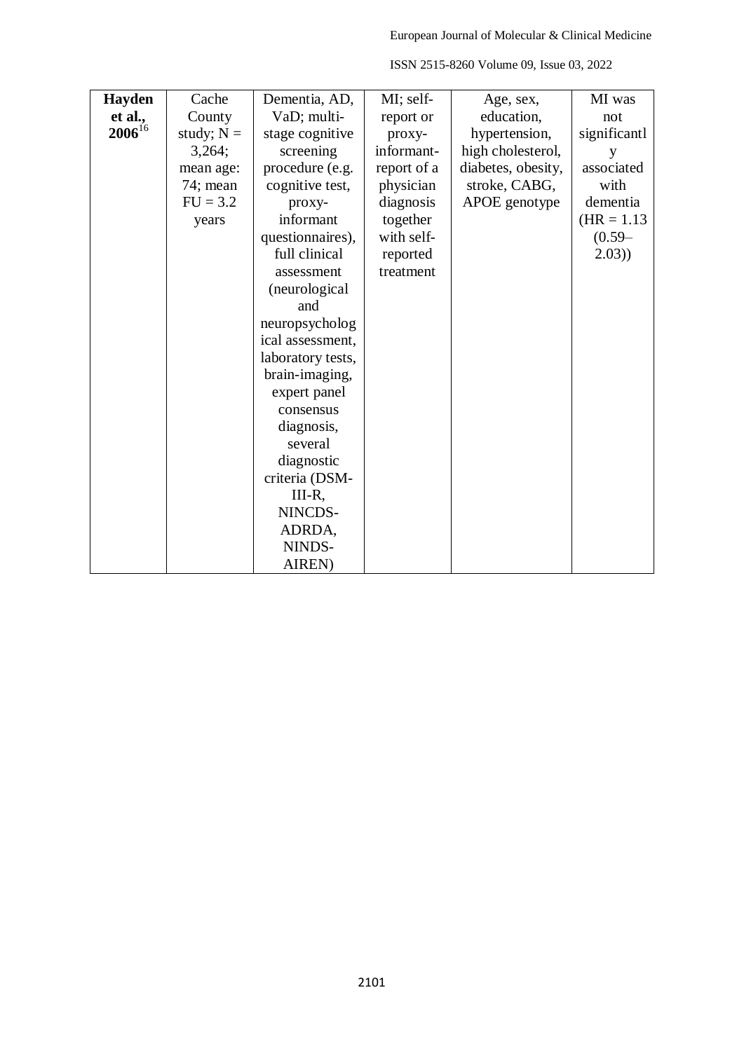| | | | | | |
|---|---|---|---|---|---|
| **Hayden et al., 2006**[16] | Cache County study; N = 3,264; mean age: 74; mean FU = 3.2 years | Dementia, AD, VaD; multi-stage cognitive screening procedure (e.g. cognitive test, proxy-informant questionnaires), full clinical assessment (neurological and neuropsychological assessment, laboratory tests, brain-imaging, expert panel consensus diagnosis, several diagnostic criteria (DSM-III-R, NINCDS-ADRDA, NINDS-AIREN) | MI; self-report or proxy-informant-report of a physician diagnosis together with self-reported treatment | Age, sex, education, hypertension, high cholesterol, diabetes, obesity, stroke, CABG, APOE genotype | MI was not significantly associated with dementia (HR = 1.13 (0.59–2.03)) |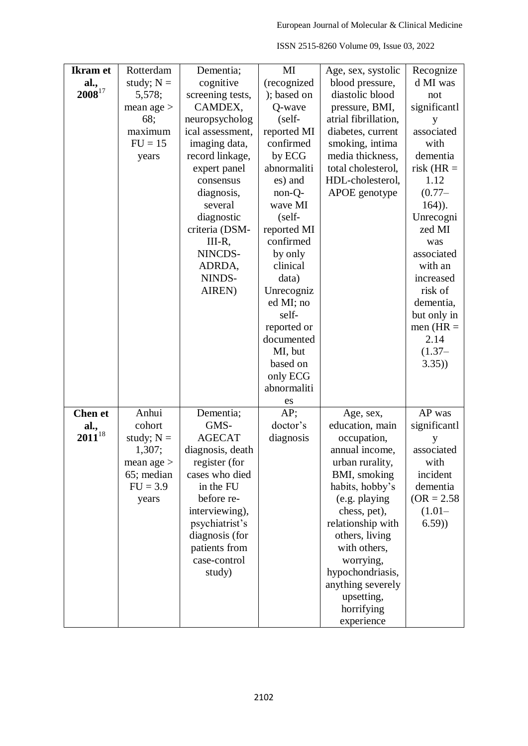| | | | | | |
|---|---|---|---|---|---|
| **Ikram et al., 2008**[17] | Rotterdam study; N = 5,578; mean age > 68; maximum FU = 15 years | Dementia; cognitive screening tests, CAMDEX, neuropsychological assessment, imaging data, record linkage, expert panel consensus diagnosis, several diagnostic criteria (DSM-III-R, NINCDS-ADRDA, NINDS-AIREN) | MI (recognized); based on Q-wave (self-reported MI confirmed by ECG abnormalities) and non-Q-wave MI (self-reported MI confirmed by only clinical data) Unrecognized MI; no self-reported or documented MI, but based on only ECG abnormalities | Age, sex, systolic blood pressure, diastolic blood pressure, BMI, atrial fibrillation, diabetes, current smoking, intima media thickness, total cholesterol, HDL-cholesterol, APOE genotype | Recognized MI was not significantly associated with dementia risk (HR = 1.12 (0.77–164)). Unrecognized MI was associated with an increased risk of dementia, but only in men (HR = 2.14 (1.37–3.35)) |
| **Chen et al., 2011**[18] | Anhui cohort study; N = 1,307; mean age > 65; median FU = 3.9 years | Dementia; GMS-AGECAT diagnosis, death register (for cases who died in the FU before re-interviewing), psychiatrist's diagnosis (for patients from case-control study) | AP; doctor's diagnosis | Age, sex, education, main occupation, annual income, urban rurality, BMI, smoking habits, hobby's (e.g. playing chess, pet), relationship with others, living with others, worrying, hypochondriasis, anything severely upsetting, horrifying experience | AP was significantly associated with incident dementia (OR = 2.58 (1.01–6.59)) |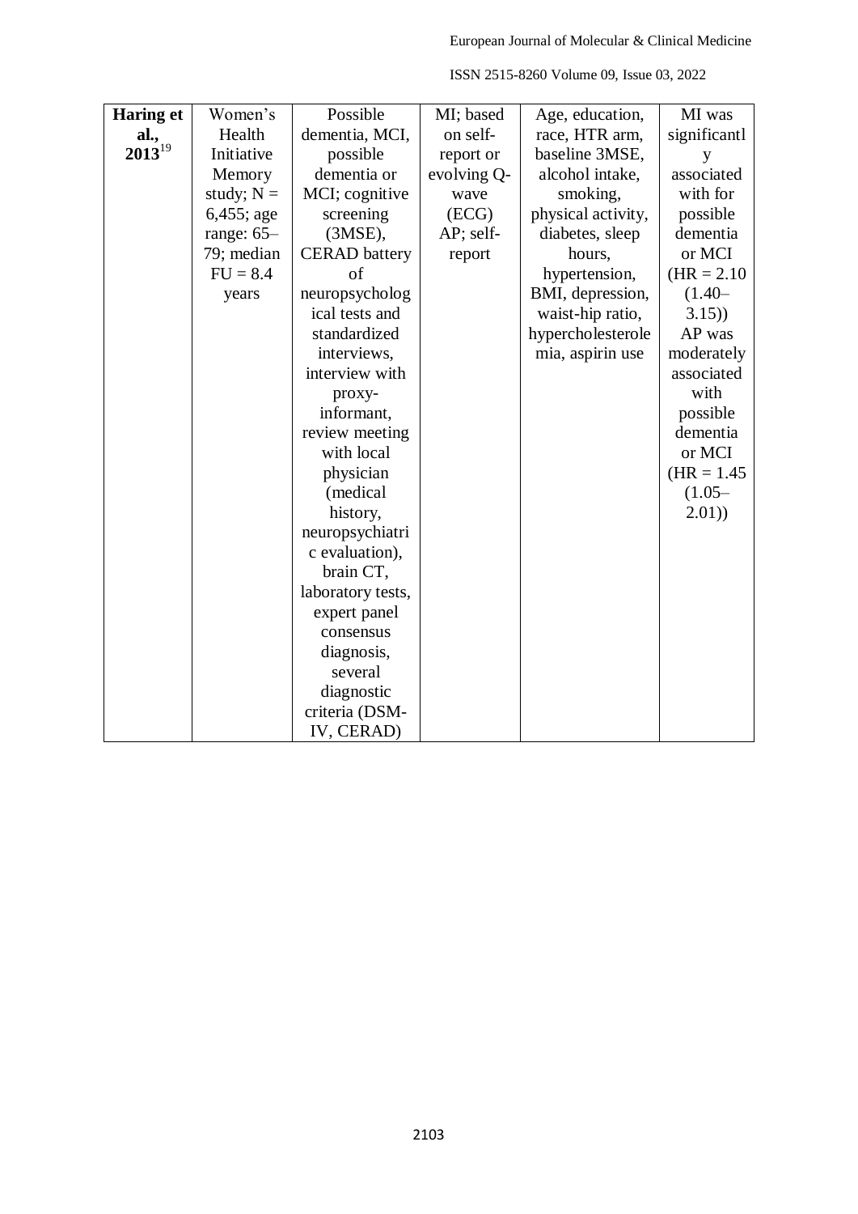| **Haring et al., 2013**[19] | Women's Health Initiative Memory study; N = 6,455; age range: 65–79; median FU = 8.4 years | Possible dementia, MCI, possible dementia or MCI; cognitive screening (3MSE), CERAD battery of neuropsychological tests and standardized interviews, interview with proxy-informant, review meeting with local physician (medical history, neuropsychiatric evaluation), brain CT, laboratory tests, expert panel consensus diagnosis, several diagnostic criteria (DSM-IV, CERAD) | MI; based on self-report or evolving Q-wave (ECG) AP; self-report | Age, education, race, HTR arm, baseline 3MSE, alcohol intake, smoking, physical activity, diabetes, sleep hours, hypertension, BMI, depression, waist-hip ratio, hypercholesterolemia, aspirin use | MI was significantly associated with for possible dementia or MCI (HR = 2.10 (1.40–3.15)) AP was moderately associated with possible dementia or MCI (HR = 1.45 (1.05–2.01)) |
|---|---|---|---|---|---|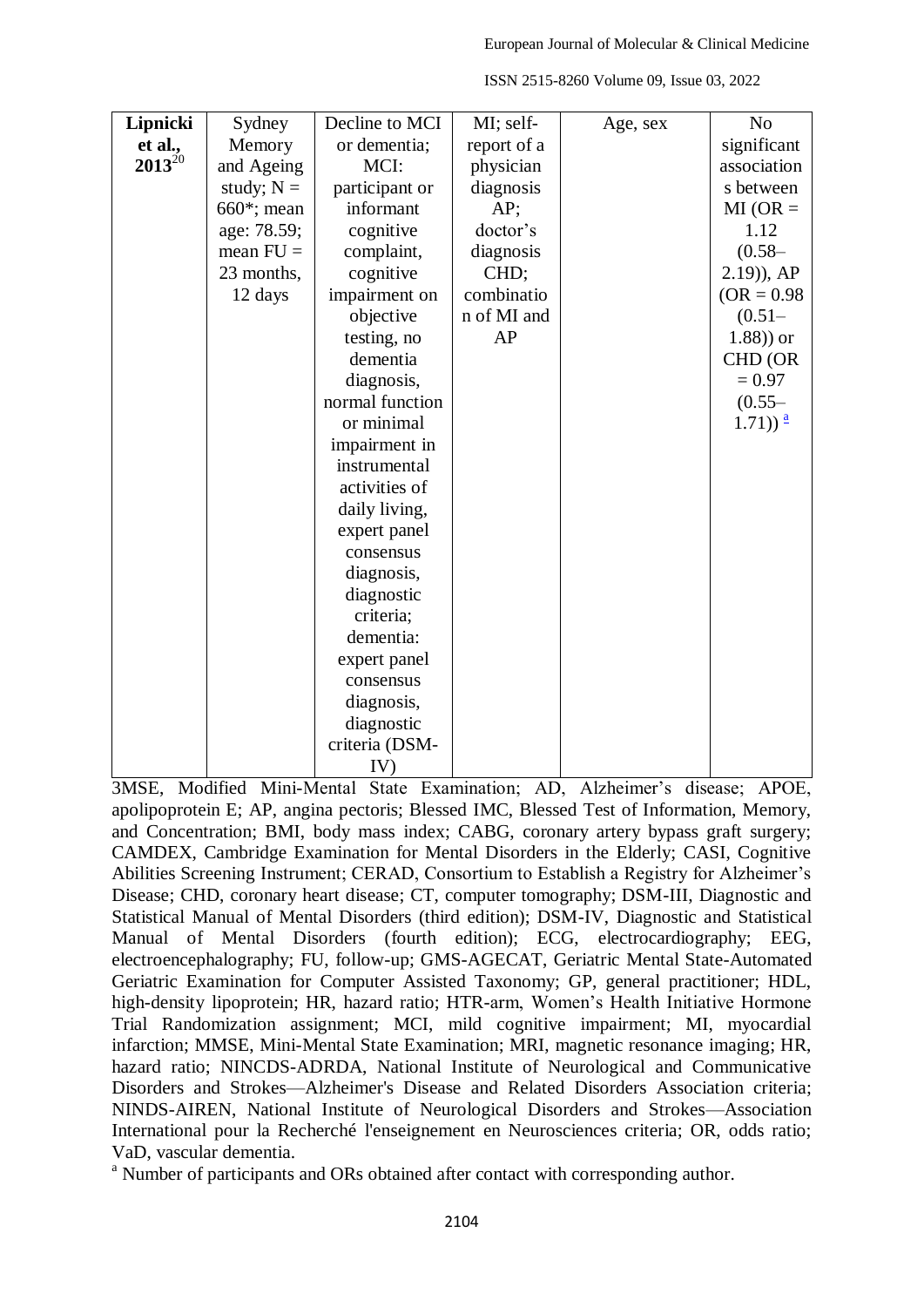| **Lipnicki et al., 2013**[20] | Sydney Memory and Ageing study; N = 660*; mean age: 78.59; mean FU = 23 months, 12 days | Decline to MCI or dementia; MCI: participant or informant cognitive complaint, cognitive impairment on objective testing, no dementia diagnosis, normal function or minimal impairment in instrumental activities of daily living, expert panel consensus diagnosis, diagnostic criteria; dementia: expert panel consensus diagnosis, diagnostic criteria (DSM-IV) | MI; self-report of a physician diagnosis AP; doctor's diagnosis CHD; combination of MI and AP | Age, sex | No significant associations between MI (OR = 1.12 (0.58–2.19)), AP (OR = 0.98 (0.51–1.88)) or CHD (OR = 0.97 (0.55–1.71)) [a] |
|---|---|---|---|---|---|

3MSE, Modified Mini-Mental State Examination; AD, Alzheimer's disease; APOE, apolipoprotein E; AP, angina pectoris; Blessed IMC, Blessed Test of Information, Memory, and Concentration; BMI, body mass index; CABG, coronary artery bypass graft surgery; CAMDEX, Cambridge Examination for Mental Disorders in the Elderly; CASI, Cognitive Abilities Screening Instrument; CERAD, Consortium to Establish a Registry for Alzheimer's Disease; CHD, coronary heart disease; CT, computer tomography; DSM-III, Diagnostic and Statistical Manual of Mental Disorders (third edition); DSM-IV, Diagnostic and Statistical Manual of Mental Disorders (fourth edition); ECG, electrocardiography; EEG, electroencephalography; FU, follow-up; GMS-AGECAT, Geriatric Mental State-Automated Geriatric Examination for Computer Assisted Taxonomy; GP, general practitioner; HDL, high-density lipoprotein; HR, hazard ratio; HTR-arm, Women's Health Initiative Hormone Trial Randomization assignment; MCI, mild cognitive impairment; MI, myocardial infarction; MMSE, Mini-Mental State Examination; MRI, magnetic resonance imaging; HR, hazard ratio; NINCDS-ADRDA, National Institute of Neurological and Communicative Disorders and Strokes—Alzheimer's Disease and Related Disorders Association criteria; NINDS-AIREN, National Institute of Neurological Disorders and Strokes—Association International pour la Recherché l'enseignement en Neurosciences criteria; OR, odds ratio; VaD, vascular dementia.

[a] Number of participants and ORs obtained after contact with corresponding author.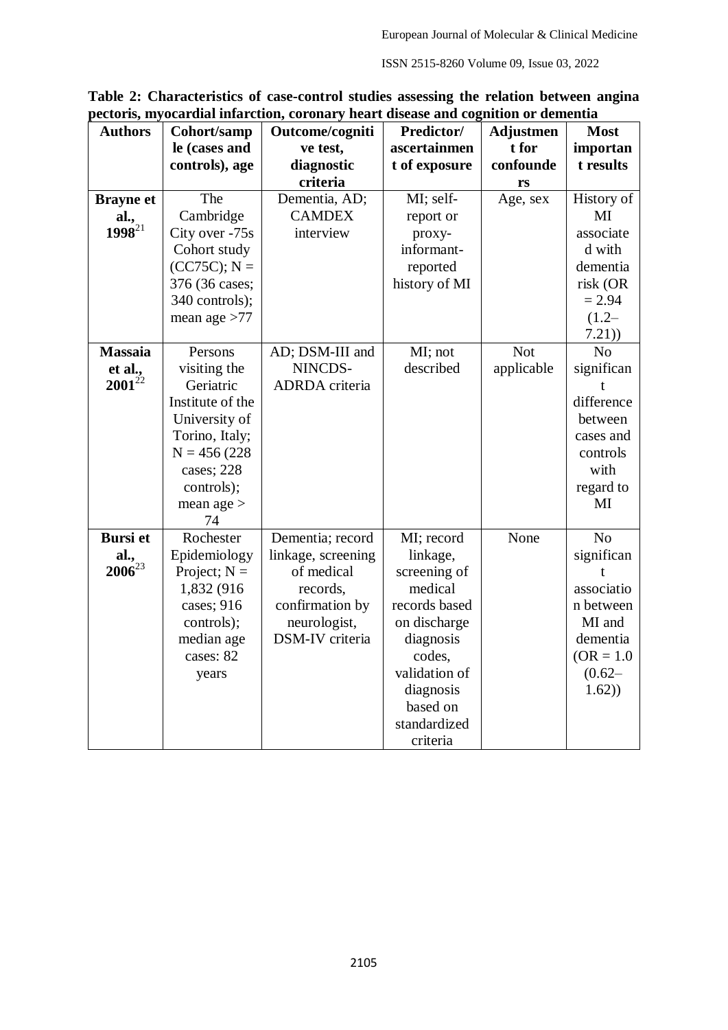**Table 2: Characteristics of case-control studies assessing the relation between angina pectoris, myocardial infarction, coronary heart disease and cognition or dementia**

| Authors | Cohort/sample (cases and controls), age | Outcome/cognitive test, diagnostic criteria | Predictor/ ascertainment of exposure | Adjustment for confounders | Most important results |
|---|---|---|---|---|---|
| **Brayne et al., 1998**[21] | The Cambridge City over -75s Cohort study (CC75C); N = 376 (36 cases; 340 controls); mean age >77 | Dementia, AD; CAMDEX interview | MI; self-report or proxy-informant-reported history of MI | Age, sex | History of MI associated with dementia risk (OR = 2.94 (1.2–7.21)) |
| **Massaia et al., 2001**[22] | Persons visiting the Geriatric Institute of the University of Torino, Italy; N = 456 (228 cases; 228 controls); mean age > 74 | AD; DSM-III and NINCDS-ADRDA criteria | MI; not described | Not applicable | No significant difference between cases and controls with regard to MI |
| **Bursi et al., 2006**[23] | Rochester Epidemiology Project; N = 1,832 (916 cases; 916 controls); median age cases: 82 years | Dementia; record linkage, screening of medical records, confirmation by neurologist, DSM-IV criteria | MI; record linkage, screening of medical records based on discharge diagnosis codes, validation of diagnosis based on standardized criteria | None | No significant association between MI and dementia (OR = 1.0 (0.62–1.62)) |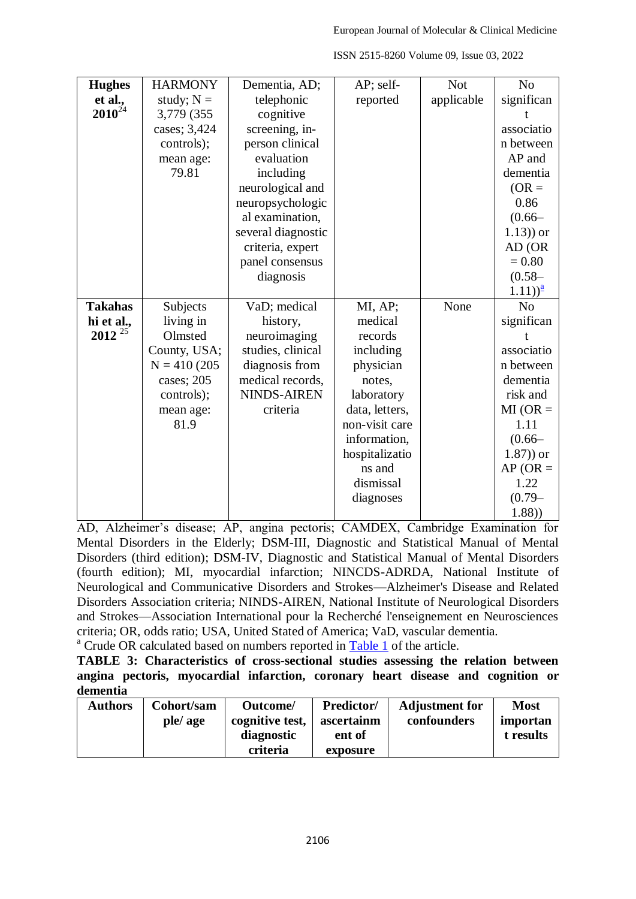| Hughes et al., 2010[24] | HARMONY study; N = 3,779 (355 cases; 3,424 controls); mean age: 79.81 | Dementia, AD; telephonic cognitive screening, in-person clinical evaluation including neurological and neuropsychological examination, several diagnostic criteria, expert panel consensus diagnosis | AP; self-reported | Not applicable | No significant association between AP and dementia (OR = 0.86 (0.66–1.13)) or AD (OR = 0.80 (0.58–1.11))[a] |
|---|---|---|---|---|---|
| Takahashi et al., 2012 [25] | Subjects living in Olmsted County, USA; N = 410 (205 cases; 205 controls); mean age: 81.9 | VaD; medical history, neuroimaging studies, clinical diagnosis from medical records, NINDS-AIREN criteria | MI, AP; medical records including physician notes, laboratory data, letters, non-visit care information, hospitalizations and dismissal diagnoses | None | No significant association between dementia risk and MI (OR = 1.11 (0.66–1.87)) or AP (OR = 1.22 (0.79–1.88)) |

AD, Alzheimer's disease; AP, angina pectoris; CAMDEX, Cambridge Examination for Mental Disorders in the Elderly; DSM-III, Diagnostic and Statistical Manual of Mental Disorders (third edition); DSM-IV, Diagnostic and Statistical Manual of Mental Disorders (fourth edition); MI, myocardial infarction; NINCDS-ADRDA, National Institute of Neurological and Communicative Disorders and Strokes—Alzheimer's Disease and Related Disorders Association criteria; NINDS-AIREN, National Institute of Neurological Disorders and Strokes—Association Internationale pour la Recherché l'enseignement en Neurosciences criteria; OR, odds ratio; USA, United Stated of America; VaD, vascular dementia.

[a] Crude OR calculated based on numbers reported in Table 1 of the article.

**TABLE 3: Characteristics of cross-sectional studies assessing the relation between angina pectoris, myocardial infarction, coronary heart disease and cognition or dementia**

| Authors | Cohort/sample/ age | Outcome/ cognitive test, diagnostic criteria | Predictor/ ascertainment of exposure | Adjustment for confounders | Most important results |
|---|---|---|---|---|---|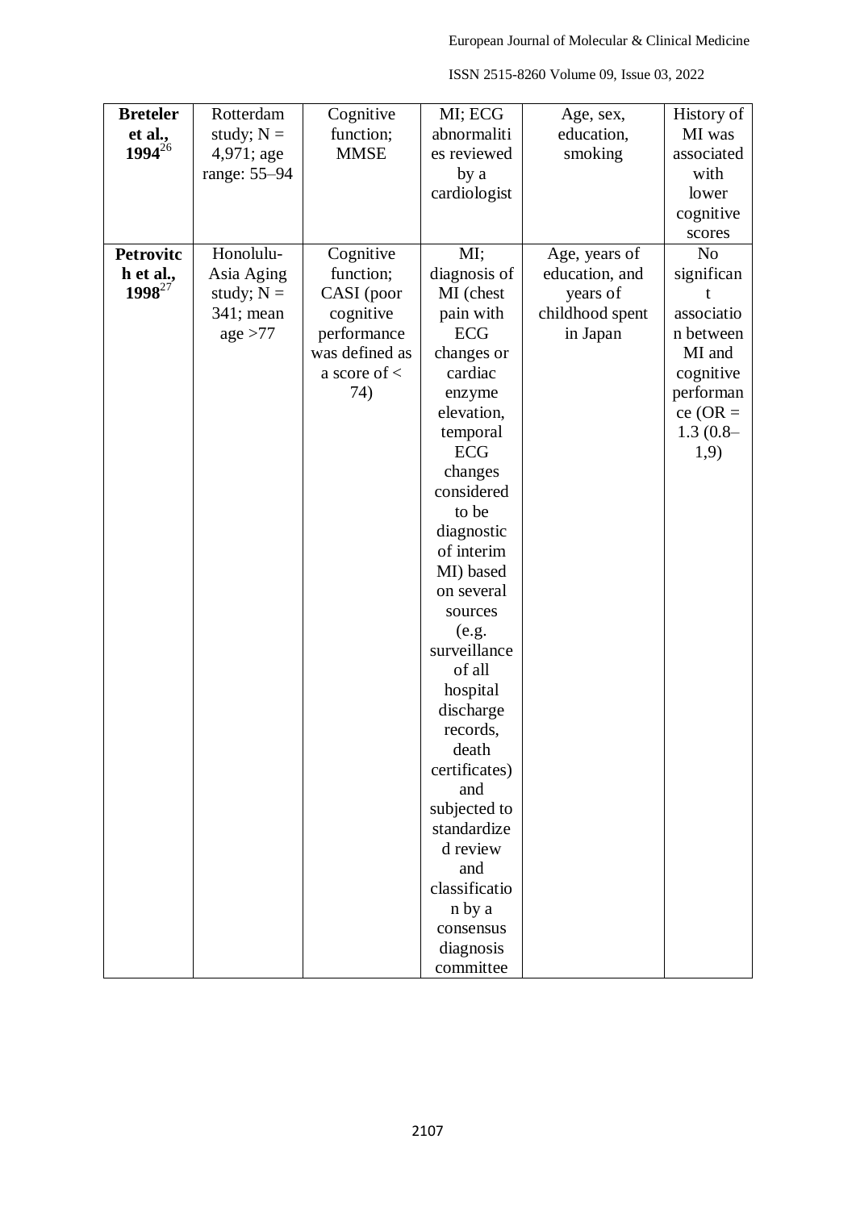| **Breteler et al., 1994**[26] | Rotterdam study; N = 4,971; age range: 55–94 | Cognitive function; MMSE | MI; ECG abnormalities reviewed by a cardiologist | Age, sex, education, smoking | History of MI was associated with lower cognitive scores |
|---|---|---|---|---|---|
| **Petrovitch et al., 1998**[27] | Honolulu-Asia Aging study; N = 341; mean age >77 | Cognitive function; CASI (poor cognitive performance was defined as a score of < 74) | MI; diagnosis of MI (chest pain with ECG changes or cardiac enzyme elevation, temporal ECG changes considered to be diagnostic of interim MI) based on several sources (e.g. surveillance of all hospital discharge records, death certificates) and subjected to standardized review and classification by a consensus diagnosis committee | Age, years of education, and years of childhood spent in Japan | No significant association between MI and cognitive performance (OR = 1.3 (0.8–1,9) |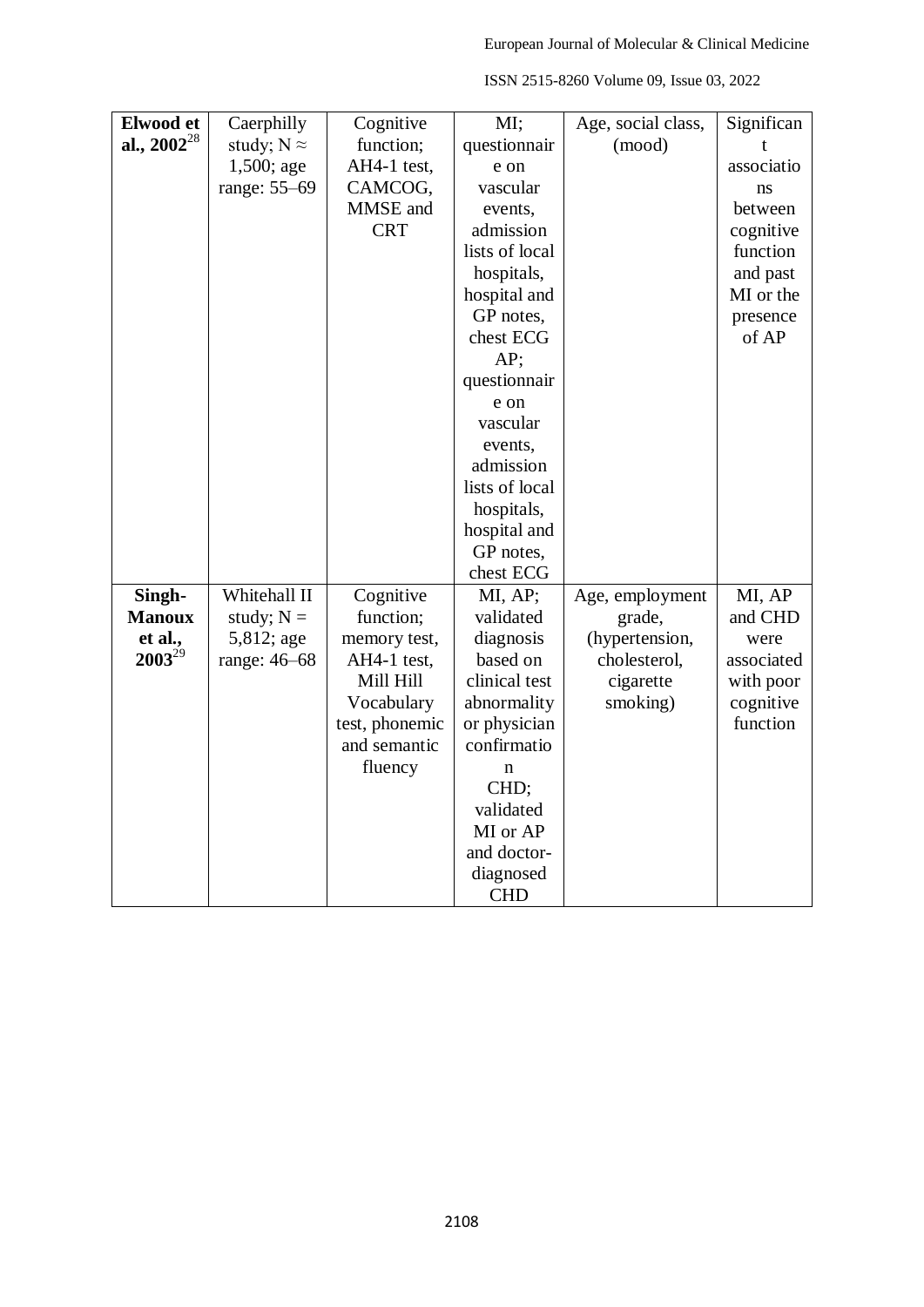| | | | | | |
|---|---|---|---|---|---|
| **Elwood et al., 2002**[28] | Caerphilly study; N ≈ 1,500; age range: 55–69 | Cognitive function; AH4-1 test, CAMCOG, MMSE and CRT | MI; questionnaire on vascular events, admission lists of local hospitals, hospital and GP notes, chest ECG AP; questionnaire on vascular events, admission lists of local hospitals, hospital and GP notes, chest ECG | Age, social class, (mood) | Significant associations between cognitive function and past MI or the presence of AP |
| **Singh-Manoux et al., 2003**[29] | Whitehall II study; N = 5,812; age range: 46–68 | Cognitive function; memory test, AH4-1 test, Mill Hill Vocabulary test, phonemic and semantic fluency | MI, AP; validated diagnosis based on clinical test abnormality or physician confirmation CHD; validated MI or AP and doctor-diagnosed CHD | Age, employment grade, (hypertension, cholesterol, cigarette smoking) | MI, AP and CHD were associated with poor cognitive function |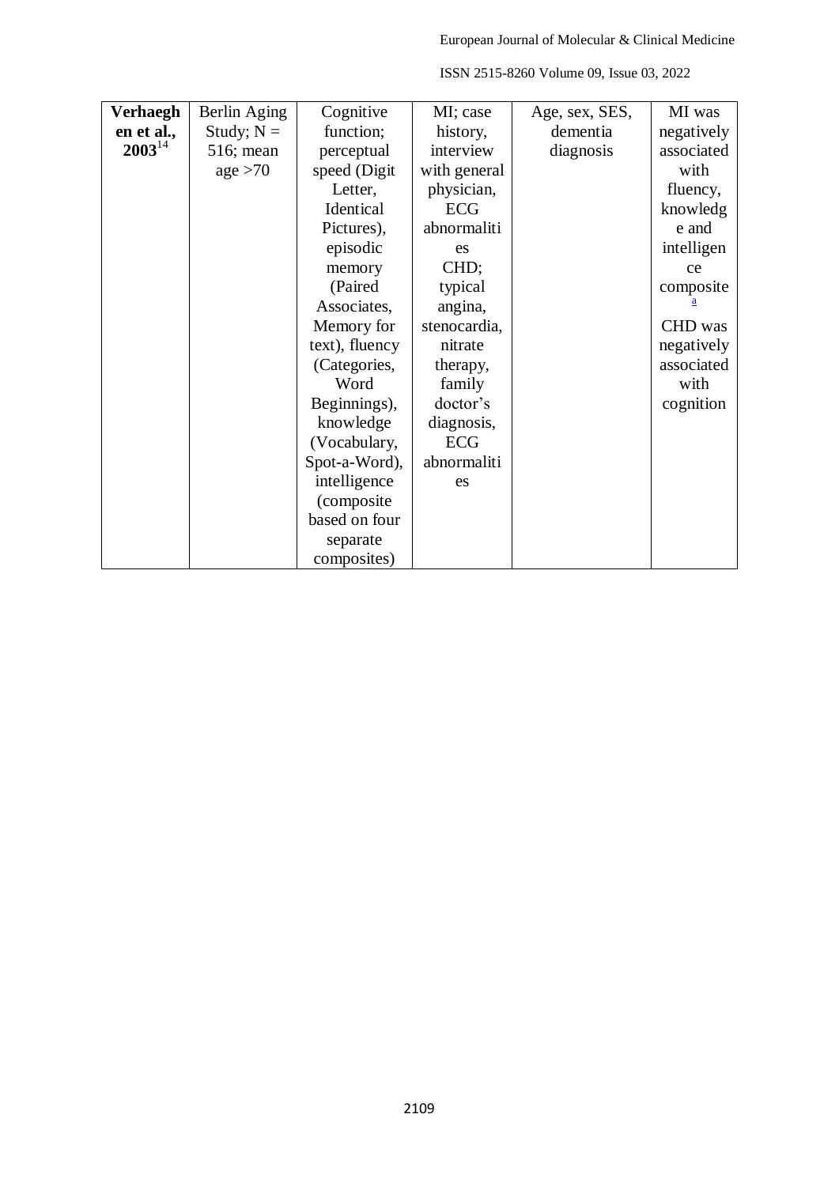| **Verhaeghen et al., 2003**[14] | Berlin Aging Study; N = 516; mean age >70 | Cognitive function; perceptual speed (Digit Letter, Identical Pictures), episodic memory (Paired Associates, Memory for text), fluency (Categories, Word Beginnings), knowledge (Vocabulary, Spot-a-Word), intelligence (composite based on four separate composites) | MI; case history, interview with general physician, ECG abnormalities CHD; typical angina, stenocardia, nitrate therapy, family doctor's diagnosis, ECG abnormalities | Age, sex, SES, dementia diagnosis | MI was negatively associated with fluency, knowledge and intelligence composite[a] CHD was negatively associated with cognition |
|---|---|---|---|---|---|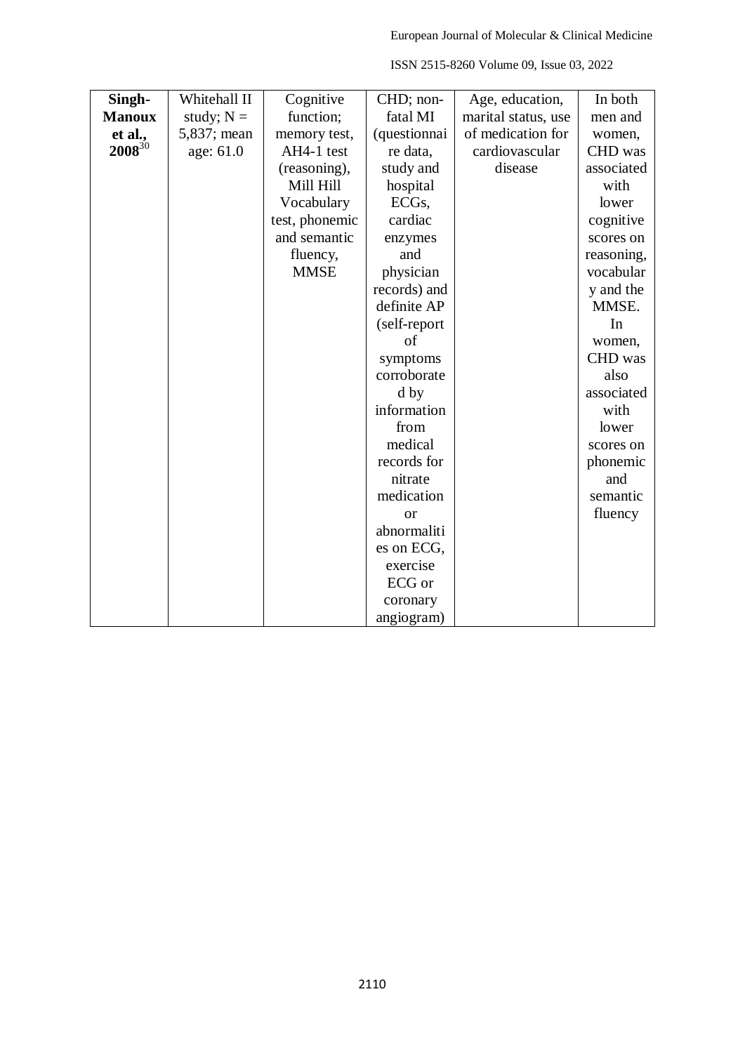| **Singh-Manoux et al., 2008**[30] | Whitehall II study; N = 5,837; mean age: 61.0 | Cognitive function; memory test, AH4-1 test (reasoning), Mill Hill Vocabulary test, phonemic and semantic fluency, MMSE | CHD; non-fatal MI (questionnaire data, study and hospital ECGs, cardiac enzymes and physician records) and definite AP (self-report of symptoms corroborated by information from medical records for nitrate medication or abnormalities on ECG, exercise ECG or coronary angiogram) | Age, education, marital status, use of medication for cardiovascular disease | In both men and women, CHD was associated with lower cognitive scores on reasoning, vocabulary and the MMSE. In women, CHD was also associated with lower scores on phonemic and semantic fluency |
|---|---|---|---|---|---|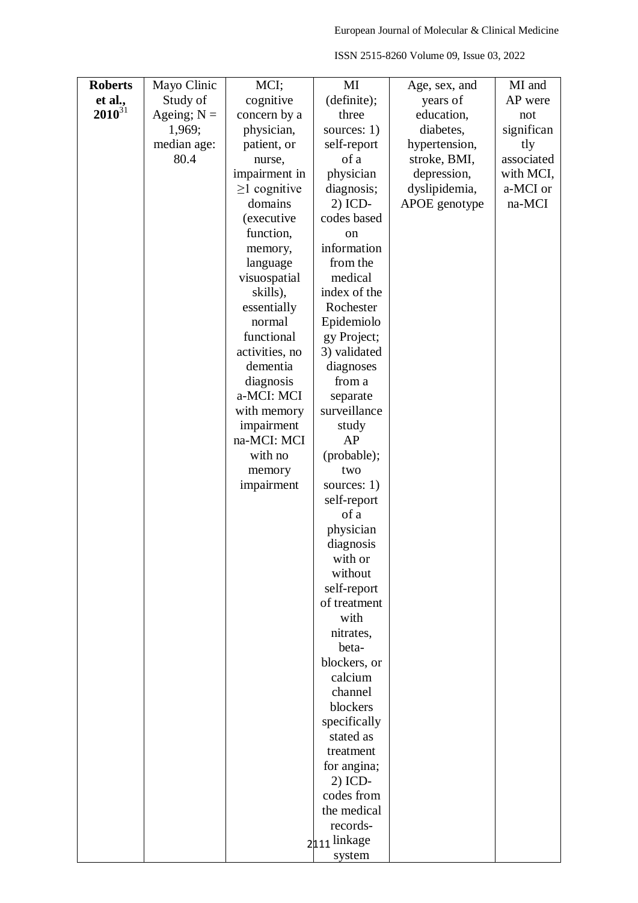| **Roberts et al., 2010**[31] | Mayo Clinic Study of Ageing; N = 1,969; median age: 80.4 | MCI; cognitive concern by a physician, patient, or nurse, impairment in ≥1 cognitive domains (executive function, memory, language visuospatial skills), essentially normal functional activities, no dementia diagnosis a-MCI: MCI with memory impairment na-MCI: MCI with no memory impairment | MI (definite); three sources: 1) self-report of a physician diagnosis; 2) ICD-codes based on information from the medical index of the Rochester Epidemiology Project; 3) validated diagnoses from a separate surveillance study AP (probable); two sources: 1) self-report of a physician diagnosis with or without self-report of treatment with nitrates, beta-blockers, or calcium channel blockers specifically stated as treatment for angina; 2) ICD-codes from the medical records-linkage system | Age, sex, and years of education, diabetes, hypertension, stroke, BMI, depression, dyslipidemia, APOE genotype | MI and AP were not significantly associated with MCI, a-MCI or na-MCI |
|---|---|---|---|---|---|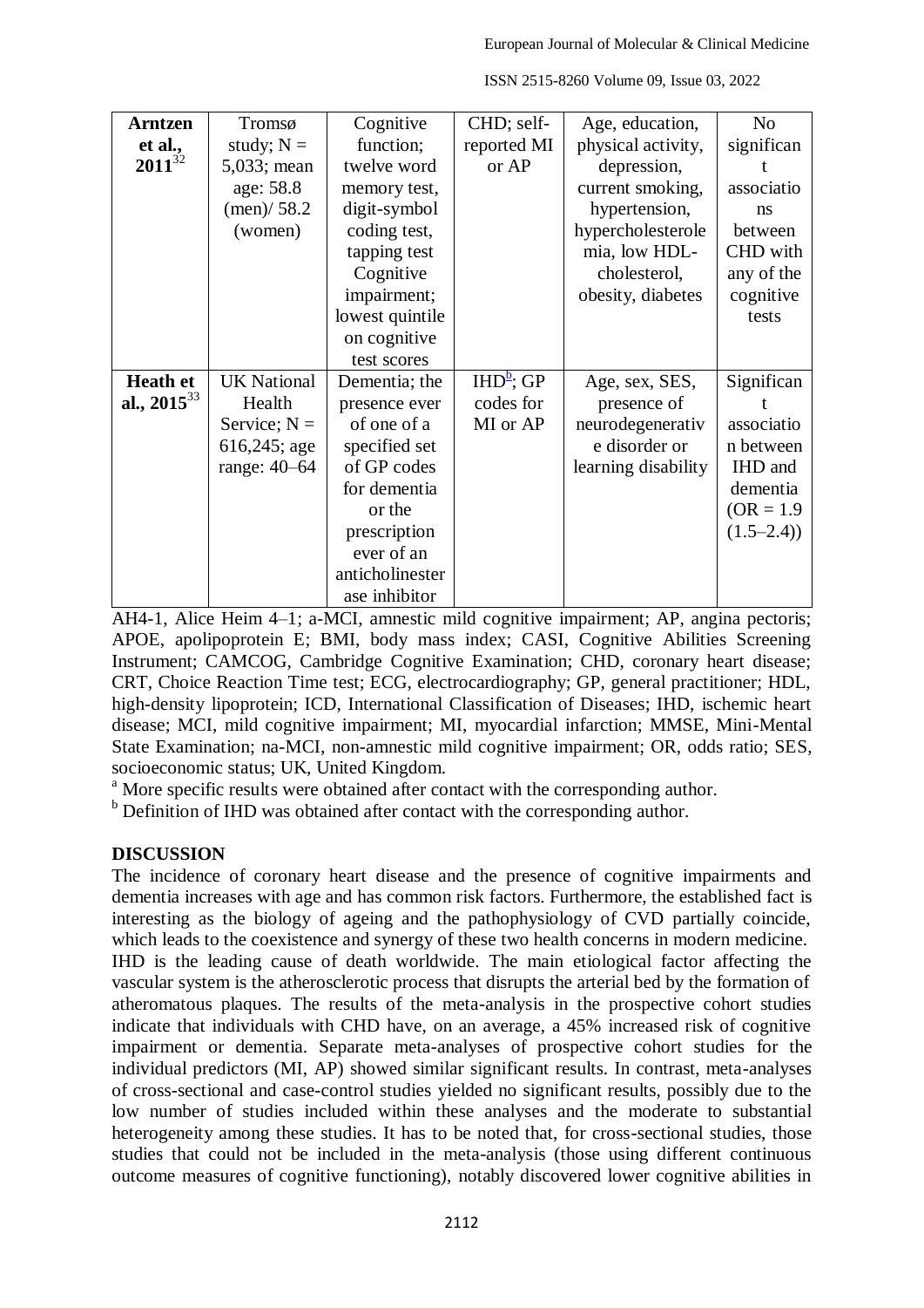| | | | | | |
|---|---|---|---|---|---|
| **Arntzen et al., 2011**[32] | Tromsø study; N = 5,033; mean age: 58.8 (men)/ 58.2 (women) | Cognitive function; twelve word memory test, digit-symbol coding test, tapping test Cognitive impairment; lowest quintile on cognitive test scores | CHD; self-reported MI or AP | Age, education, physical activity, depression, current smoking, hypertension, hypercholesterolemia, low HDL-cholesterol, obesity, diabetes | No significant associations between CHD with any of the cognitive tests |
| **Heath et al., 2015**[33] | UK National Health Service; N = 616,245; age range: 40–64 | Dementia; the presence ever of one of a specified set of GP codes for dementia or the prescription ever of an anticholinesterase inhibitor | IHD[b]; GP codes for MI or AP | Age, sex, SES, presence of neurodegenerative disorder or learning disability | Significant association between IHD and dementia (OR = 1.9 (1.5–2.4)) |

AH4-1, Alice Heim 4–1; a-MCI, amnestic mild cognitive impairment; AP, angina pectoris; APOE, apolipoprotein E; BMI, body mass index; CASI, Cognitive Abilities Screening Instrument; CAMCOG, Cambridge Cognitive Examination; CHD, coronary heart disease; CRT, Choice Reaction Time test; ECG, electrocardiography; GP, general practitioner; HDL, high-density lipoprotein; ICD, International Classification of Diseases; IHD, ischemic heart disease; MCI, mild cognitive impairment; MI, myocardial infarction; MMSE, Mini-Mental State Examination; na-MCI, non-amnestic mild cognitive impairment; OR, odds ratio; SES, socioeconomic status; UK, United Kingdom.

[a] More specific results were obtained after contact with the corresponding author.

[b] Definition of IHD was obtained after contact with the corresponding author.

## DISCUSSION

The incidence of coronary heart disease and the presence of cognitive impairments and dementia increases with age and has common risk factors. Furthermore, the established fact is interesting as the biology of ageing and the pathophysiology of CVD partially coincide, which leads to the coexistence and synergy of these two health concerns in modern medicine.

IHD is the leading cause of death worldwide. The main etiological factor affecting the vascular system is the atherosclerotic process that disrupts the arterial bed by the formation of atheromatous plaques. The results of the meta-analysis in the prospective cohort studies indicate that individuals with CHD have, on an average, a 45% increased risk of cognitive impairment or dementia. Separate meta-analyses of prospective cohort studies for the individual predictors (MI, AP) showed similar significant results. In contrast, meta-analyses of cross-sectional and case-control studies yielded no significant results, possibly due to the low number of studies included within these analyses and the moderate to substantial heterogeneity among these studies. It has to be noted that, for cross-sectional studies, those studies that could not be included in the meta-analysis (those using different continuous outcome measures of cognitive functioning), notably discovered lower cognitive abilities in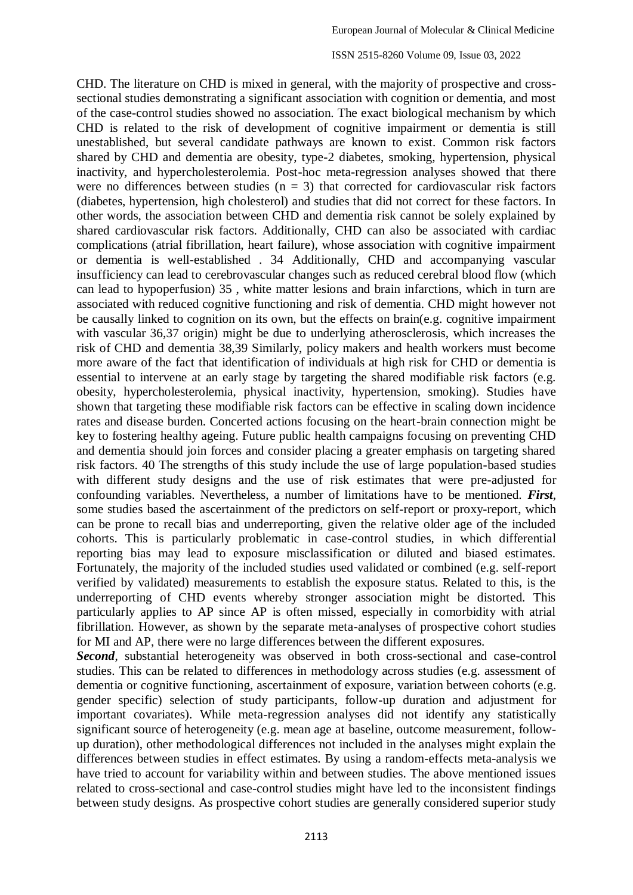CHD. The literature on CHD is mixed in general, with the majority of prospective and cross-sectional studies demonstrating a significant association with cognition or dementia, and most of the case-control studies showed no association. The exact biological mechanism by which CHD is related to the risk of development of cognitive impairment or dementia is still unestablished, but several candidate pathways are known to exist. Common risk factors shared by CHD and dementia are obesity, type-2 diabetes, smoking, hypertension, physical inactivity, and hypercholesterolemia. Post-hoc meta-regression analyses showed that there were no differences between studies (n = 3) that corrected for cardiovascular risk factors (diabetes, hypertension, high cholesterol) and studies that did not correct for these factors. In other words, the association between CHD and dementia risk cannot be solely explained by shared cardiovascular risk factors. Additionally, CHD can also be associated with cardiac complications (atrial fibrillation, heart failure), whose association with cognitive impairment or dementia is well-established . 34 Additionally, CHD and accompanying vascular insufficiency can lead to cerebrovascular changes such as reduced cerebral blood flow (which can lead to hypoperfusion) 35 , white matter lesions and brain infarctions, which in turn are associated with reduced cognitive functioning and risk of dementia. CHD might however not be causally linked to cognition on its own, but the effects on brain(e.g. cognitive impairment with vascular 36,37 origin) might be due to underlying atherosclerosis, which increases the risk of CHD and dementia 38,39 Similarly, policy makers and health workers must become more aware of the fact that identification of individuals at high risk for CHD or dementia is essential to intervene at an early stage by targeting the shared modifiable risk factors (e.g. obesity, hypercholesterolemia, physical inactivity, hypertension, smoking). Studies have shown that targeting these modifiable risk factors can be effective in scaling down incidence rates and disease burden. Concerted actions focusing on the heart-brain connection might be key to fostering healthy ageing. Future public health campaigns focusing on preventing CHD and dementia should join forces and consider placing a greater emphasis on targeting shared risk factors. 40 The strengths of this study include the use of large population-based studies with different study designs and the use of risk estimates that were pre-adjusted for confounding variables. Nevertheless, a number of limitations have to be mentioned. ***First***, some studies based the ascertainment of the predictors on self-report or proxy-report, which can be prone to recall bias and underreporting, given the relative older age of the included cohorts. This is particularly problematic in case-control studies, in which differential reporting bias may lead to exposure misclassification or diluted and biased estimates. Fortunately, the majority of the included studies used validated or combined (e.g. self-report verified by validated) measurements to establish the exposure status. Related to this, is the underreporting of CHD events whereby stronger association might be distorted. This particularly applies to AP since AP is often missed, especially in comorbidity with atrial fibrillation. However, as shown by the separate meta-analyses of prospective cohort studies for MI and AP, there were no large differences between the different exposures.

***Second***, substantial heterogeneity was observed in both cross-sectional and case-control studies. This can be related to differences in methodology across studies (e.g. assessment of dementia or cognitive functioning, ascertainment of exposure, variation between cohorts (e.g. gender specific) selection of study participants, follow-up duration and adjustment for important covariates). While meta-regression analyses did not identify any statistically significant source of heterogeneity (e.g. mean age at baseline, outcome measurement, follow-up duration), other methodological differences not included in the analyses might explain the differences between studies in effect estimates. By using a random-effects meta-analysis we have tried to account for variability within and between studies. The above mentioned issues related to cross-sectional and case-control studies might have led to the inconsistent findings between study designs. As prospective cohort studies are generally considered superior study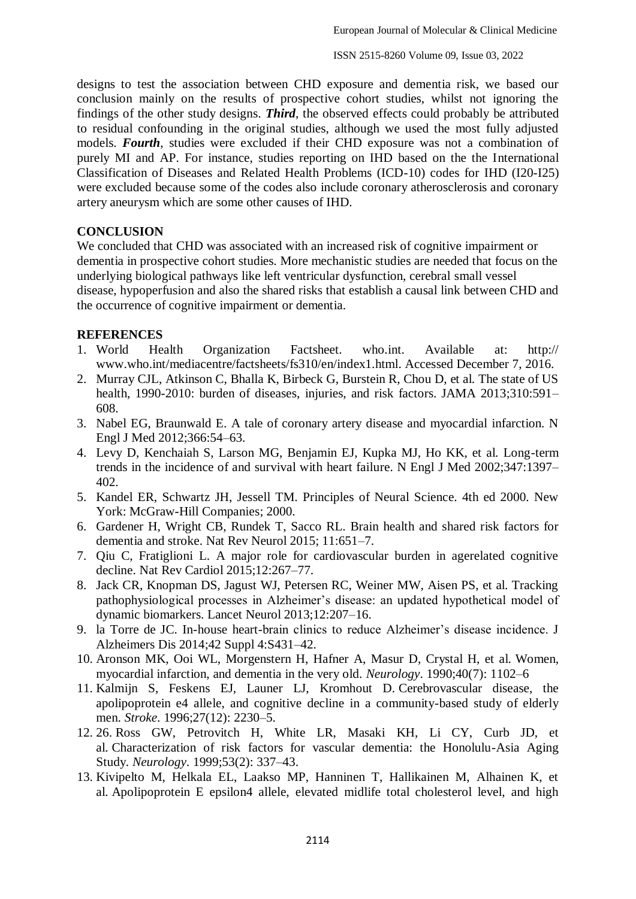designs to test the association between CHD exposure and dementia risk, we based our conclusion mainly on the results of prospective cohort studies, whilst not ignoring the findings of the other study designs. ***Third***, the observed effects could probably be attributed to residual confounding in the original studies, although we used the most fully adjusted models. ***Fourth***, studies were excluded if their CHD exposure was not a combination of purely MI and AP. For instance, studies reporting on IHD based on the the International Classification of Diseases and Related Health Problems (ICD-10) codes for IHD (I20-I25) were excluded because some of the codes also include coronary atherosclerosis and coronary artery aneurysm which are some other causes of IHD.

## CONCLUSION

We concluded that CHD was associated with an increased risk of cognitive impairment or dementia in prospective cohort studies. More mechanistic studies are needed that focus on the underlying biological pathways like left ventricular dysfunction, cerebral small vessel disease, hypoperfusion and also the shared risks that establish a causal link between CHD and the occurrence of cognitive impairment or dementia.

## REFERENCES

1. World Health Organization Factsheet. who.int. Available at: http:// www.who.int/mediacentre/factsheets/fs310/en/index1.html. Accessed December 7, 2016.
2. Murray CJL, Atkinson C, Bhalla K, Birbeck G, Burstein R, Chou D, et al. The state of US health, 1990-2010: burden of diseases, injuries, and risk factors. JAMA 2013;310:591–608.
3. Nabel EG, Braunwald E. A tale of coronary artery disease and myocardial infarction. N Engl J Med 2012;366:54–63.
4. Levy D, Kenchaiah S, Larson MG, Benjamin EJ, Kupka MJ, Ho KK, et al. Long-term trends in the incidence of and survival with heart failure. N Engl J Med 2002;347:1397–402.
5. Kandel ER, Schwartz JH, Jessell TM. Principles of Neural Science. 4th ed 2000. New York: McGraw-Hill Companies; 2000.
6. Gardener H, Wright CB, Rundek T, Sacco RL. Brain health and shared risk factors for dementia and stroke. Nat Rev Neurol 2015; 11:651–7.
7. Qiu C, Fratiglioni L. A major role for cardiovascular burden in agerelated cognitive decline. Nat Rev Cardiol 2015;12:267–77.
8. Jack CR, Knopman DS, Jagust WJ, Petersen RC, Weiner MW, Aisen PS, et al. Tracking pathophysiological processes in Alzheimer's disease: an updated hypothetical model of dynamic biomarkers. Lancet Neurol 2013;12:207–16.
9. la Torre de JC. In-house heart-brain clinics to reduce Alzheimer's disease incidence. J Alzheimers Dis 2014;42 Suppl 4:S431–42.
10. Aronson MK, Ooi WL, Morgenstern H, Hafner A, Masur D, Crystal H, et al. Women, myocardial infarction, and dementia in the very old. *Neurology*. 1990;40(7): 1102–6
11. Kalmijn S, Feskens EJ, Launer LJ, Kromhout D. Cerebrovascular disease, the apolipoprotein e4 allele, and cognitive decline in a community-based study of elderly men. *Stroke*. 1996;27(12): 2230–5.
12. 26. Ross GW, Petrovitch H, White LR, Masaki KH, Li CY, Curb JD, et al. Characterization of risk factors for vascular dementia: the Honolulu-Asia Aging Study. *Neurology*. 1999;53(2): 337–43.
13. Kivipelto M, Helkala EL, Laakso MP, Hanninen T, Hallikainen M, Alhainen K, et al. Apolipoprotein E epsilon4 allele, elevated midlife total cholesterol level, and high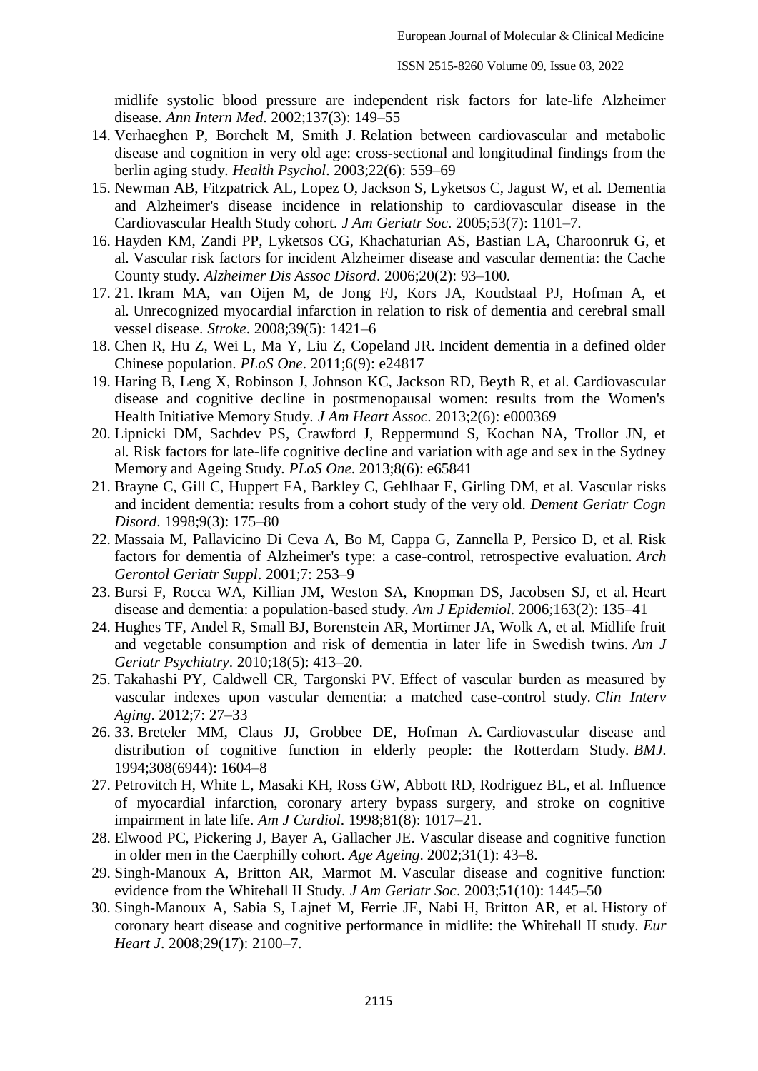midlife systolic blood pressure are independent risk factors for late-life Alzheimer disease. *Ann Intern Med*. 2002;137(3): 149–55

14. Verhaeghen P, Borchelt M, Smith J. Relation between cardiovascular and metabolic disease and cognition in very old age: cross-sectional and longitudinal findings from the berlin aging study. *Health Psychol*. 2003;22(6): 559–69
15. Newman AB, Fitzpatrick AL, Lopez O, Jackson S, Lyketsos C, Jagust W, et al. Dementia and Alzheimer's disease incidence in relationship to cardiovascular disease in the Cardiovascular Health Study cohort. *J Am Geriatr Soc*. 2005;53(7): 1101–7.
16. Hayden KM, Zandi PP, Lyketsos CG, Khachaturian AS, Bastian LA, Charoonruk G, et al. Vascular risk factors for incident Alzheimer disease and vascular dementia: the Cache County study. *Alzheimer Dis Assoc Disord*. 2006;20(2): 93–100.
17. 21. Ikram MA, van Oijen M, de Jong FJ, Kors JA, Koudstaal PJ, Hofman A, et al. Unrecognized myocardial infarction in relation to risk of dementia and cerebral small vessel disease. *Stroke*. 2008;39(5): 1421–6
18. Chen R, Hu Z, Wei L, Ma Y, Liu Z, Copeland JR. Incident dementia in a defined older Chinese population. *PLoS One*. 2011;6(9): e24817
19. Haring B, Leng X, Robinson J, Johnson KC, Jackson RD, Beyth R, et al. Cardiovascular disease and cognitive decline in postmenopausal women: results from the Women's Health Initiative Memory Study. *J Am Heart Assoc*. 2013;2(6): e000369
20. Lipnicki DM, Sachdev PS, Crawford J, Reppermund S, Kochan NA, Trollor JN, et al. Risk factors for late-life cognitive decline and variation with age and sex in the Sydney Memory and Ageing Study. *PLoS One*. 2013;8(6): e65841
21. Brayne C, Gill C, Huppert FA, Barkley C, Gehlhaar E, Girling DM, et al. Vascular risks and incident dementia: results from a cohort study of the very old. *Dement Geriatr Cogn Disord*. 1998;9(3): 175–80
22. Massaia M, Pallavicino Di Ceva A, Bo M, Cappa G, Zannella P, Persico D, et al. Risk factors for dementia of Alzheimer's type: a case-control, retrospective evaluation. *Arch Gerontol Geriatr Suppl*. 2001;7: 253–9
23. Bursi F, Rocca WA, Killian JM, Weston SA, Knopman DS, Jacobsen SJ, et al. Heart disease and dementia: a population-based study. *Am J Epidemiol*. 2006;163(2): 135–41
24. Hughes TF, Andel R, Small BJ, Borenstein AR, Mortimer JA, Wolk A, et al. Midlife fruit and vegetable consumption and risk of dementia in later life in Swedish twins. *Am J Geriatr Psychiatry*. 2010;18(5): 413–20.
25. Takahashi PY, Caldwell CR, Targonski PV. Effect of vascular burden as measured by vascular indexes upon vascular dementia: a matched case-control study. *Clin Interv Aging*. 2012;7: 27–33
26. 33. Breteler MM, Claus JJ, Grobbee DE, Hofman A. Cardiovascular disease and distribution of cognitive function in elderly people: the Rotterdam Study. *BMJ*. 1994;308(6944): 1604–8
27. Petrovitch H, White L, Masaki KH, Ross GW, Abbott RD, Rodriguez BL, et al. Influence of myocardial infarction, coronary artery bypass surgery, and stroke on cognitive impairment in late life. *Am J Cardiol*. 1998;81(8): 1017–21.
28. Elwood PC, Pickering J, Bayer A, Gallacher JE. Vascular disease and cognitive function in older men in the Caerphilly cohort. *Age Ageing*. 2002;31(1): 43–8.
29. Singh-Manoux A, Britton AR, Marmot M. Vascular disease and cognitive function: evidence from the Whitehall II Study. *J Am Geriatr Soc*. 2003;51(10): 1445–50
30. Singh-Manoux A, Sabia S, Lajnef M, Ferrie JE, Nabi H, Britton AR, et al. History of coronary heart disease and cognitive performance in midlife: the Whitehall II study. *Eur Heart J*. 2008;29(17): 2100–7.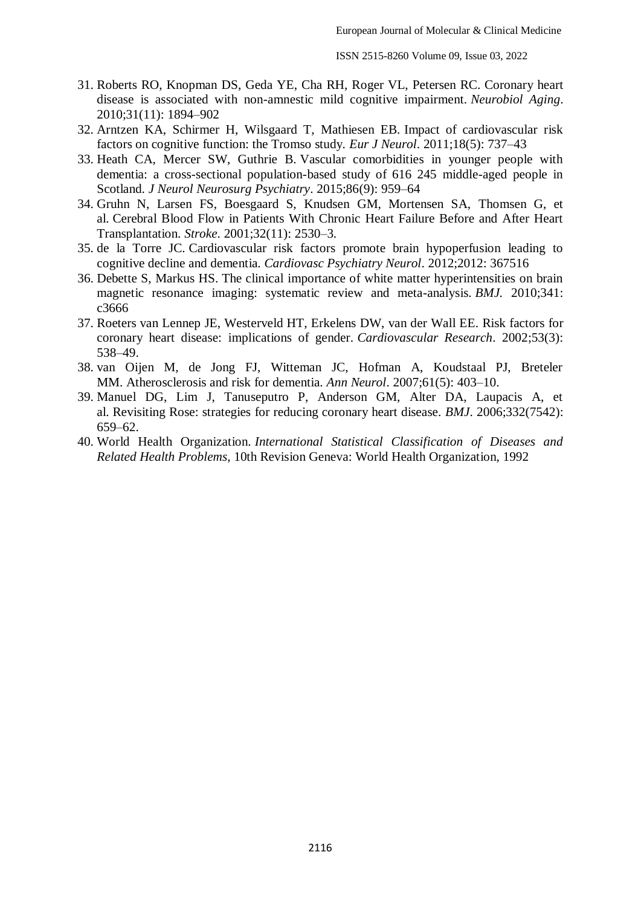31. Roberts RO, Knopman DS, Geda YE, Cha RH, Roger VL, Petersen RC. Coronary heart disease is associated with non-amnestic mild cognitive impairment. *Neurobiol Aging*. 2010;31(11): 1894–902
32. Arntzen KA, Schirmer H, Wilsgaard T, Mathiesen EB. Impact of cardiovascular risk factors on cognitive function: the Tromso study. *Eur J Neurol*. 2011;18(5): 737–43
33. Heath CA, Mercer SW, Guthrie B. Vascular comorbidities in younger people with dementia: a cross-sectional population-based study of 616 245 middle-aged people in Scotland. *J Neurol Neurosurg Psychiatry*. 2015;86(9): 959–64
34. Gruhn N, Larsen FS, Boesgaard S, Knudsen GM, Mortensen SA, Thomsen G, et al. Cerebral Blood Flow in Patients With Chronic Heart Failure Before and After Heart Transplantation. *Stroke*. 2001;32(11): 2530–3.
35. de la Torre JC. Cardiovascular risk factors promote brain hypoperfusion leading to cognitive decline and dementia. *Cardiovasc Psychiatry Neurol*. 2012;2012: 367516
36. Debette S, Markus HS. The clinical importance of white matter hyperintensities on brain magnetic resonance imaging: systematic review and meta-analysis. *BMJ*. 2010;341: c3666
37. Roeters van Lennep JE, Westerveld HT, Erkelens DW, van der Wall EE. Risk factors for coronary heart disease: implications of gender. *Cardiovascular Research*. 2002;53(3): 538–49.
38. van Oijen M, de Jong FJ, Witteman JC, Hofman A, Koudstaal PJ, Breteler MM. Atherosclerosis and risk for dementia. *Ann Neurol*. 2007;61(5): 403–10.
39. Manuel DG, Lim J, Tanuseputro P, Anderson GM, Alter DA, Laupacis A, et al. Revisiting Rose: strategies for reducing coronary heart disease. *BMJ*. 2006;332(7542): 659–62.
40. World Health Organization. *International Statistical Classification of Diseases and Related Health Problems*, 10th Revision Geneva: World Health Organization, 1992